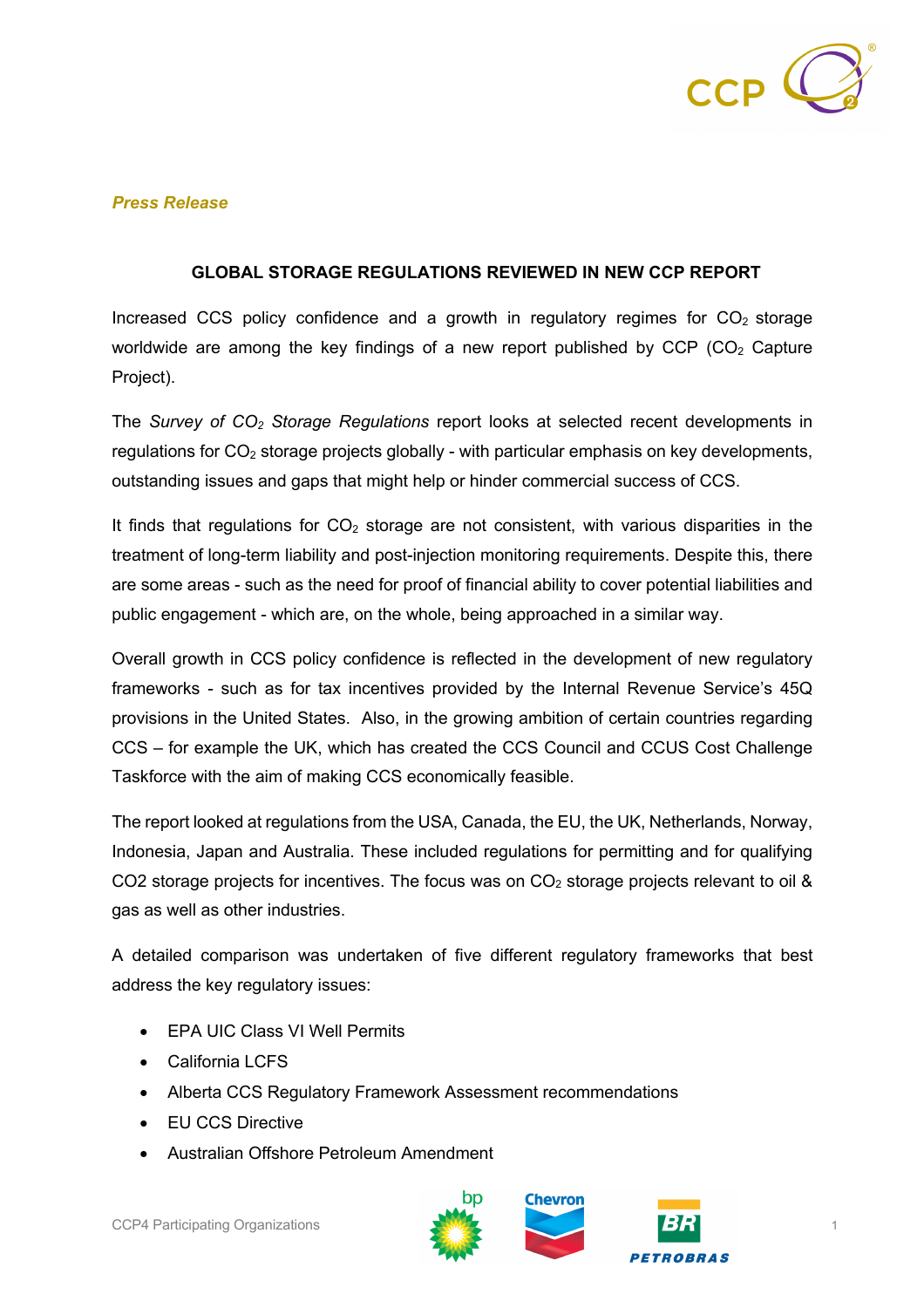*Press Release*

## GLOBAL STORAGE REGULATIONS REVIEWED IN NEW CCP REPORT

Increased CCS policy confidence and a growth in regulatory regimes for $CO_2$ storage worldwide are among the key findings of a new report published by CCP ($CO_2$ Capture Project).

The *Survey of $CO_2$ Storage Regulations* report looks at selected recent developments in regulations for $CO_2$ storage projects globally - with particular emphasis on key developments, outstanding issues and gaps that might help or hinder commercial success of CCS.

It finds that regulations for $CO_2$ storage are not consistent, with various disparities in the treatment of long-term liability and post-injection monitoring requirements. Despite this, there are some areas - such as the need for proof of financial ability to cover potential liabilities and public engagement - which are, on the whole, being approached in a similar way.

Overall growth in CCS policy confidence is reflected in the development of new regulatory frameworks - such as for tax incentives provided by the Internal Revenue Service's 45Q provisions in the United States. Also, in the growing ambition of certain countries regarding CCS – for example the UK, which has created the CCS Council and CCUS Cost Challenge Taskforce with the aim of making CCS economically feasible.

The report looked at regulations from the USA, Canada, the EU, the UK, Netherlands, Norway, Indonesia, Japan and Australia. These included regulations for permitting and for qualifying CO2 storage projects for incentives. The focus was on $CO_2$ storage projects relevant to oil & gas as well as other industries.

A detailed comparison was undertaken of five different regulatory frameworks that best address the key regulatory issues:

- EPA UIC Class VI Well Permits
- California LCFS
- Alberta CCS Regulatory Framework Assessment recommendations
- EU CCS Directive
- Australian Offshore Petroleum Amendment

CCP4 Participating Organizations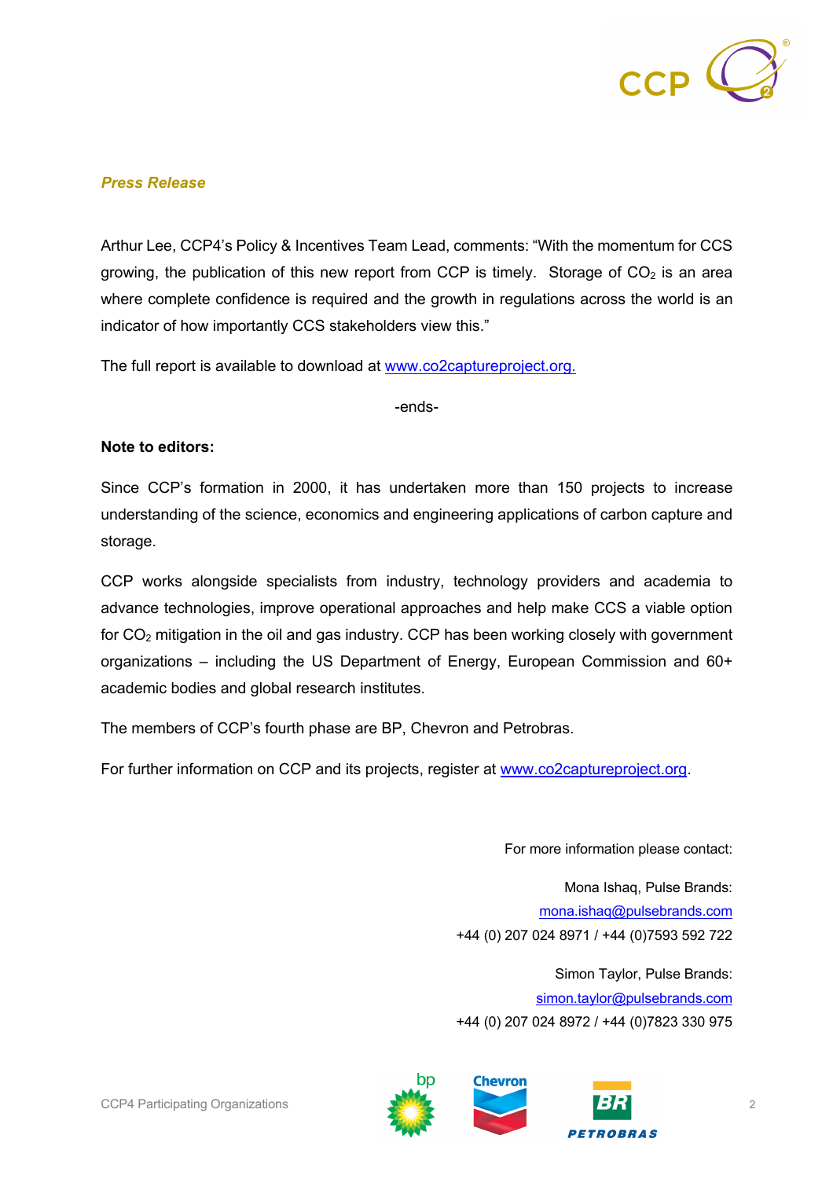*Press Release*

Arthur Lee, CCP4's Policy & Incentives Team Lead, comments: "With the momentum for CCS growing, the publication of this new report from CCP is timely. Storage of $CO_2$ is an area where complete confidence is required and the growth in regulations across the world is an indicator of how importantly CCS stakeholders view this."

The full report is available to download at www.co2captureproject.org.

-ends-

**Note to editors:**

Since CCP's formation in 2000, it has undertaken more than 150 projects to increase understanding of the science, economics and engineering applications of carbon capture and storage.

CCP works alongside specialists from industry, technology providers and academia to advance technologies, improve operational approaches and help make CCS a viable option for $CO_2$ mitigation in the oil and gas industry. CCP has been working closely with government organizations – including the US Department of Energy, European Commission and 60+ academic bodies and global research institutes.

The members of CCP's fourth phase are BP, Chevron and Petrobras.

For further information on CCP and its projects, register at www.co2captureproject.org.

For more information please contact:

Mona Ishaq, Pulse Brands:
mona.ishaq@pulsebrands.com
+44 (0) 207 024 8971 / +44 (0)7593 592 722

Simon Taylor, Pulse Brands:
simon.taylor@pulsebrands.com
+44 (0) 207 024 8972 / +44 (0)7823 330 975

CCP4 Participating Organizations